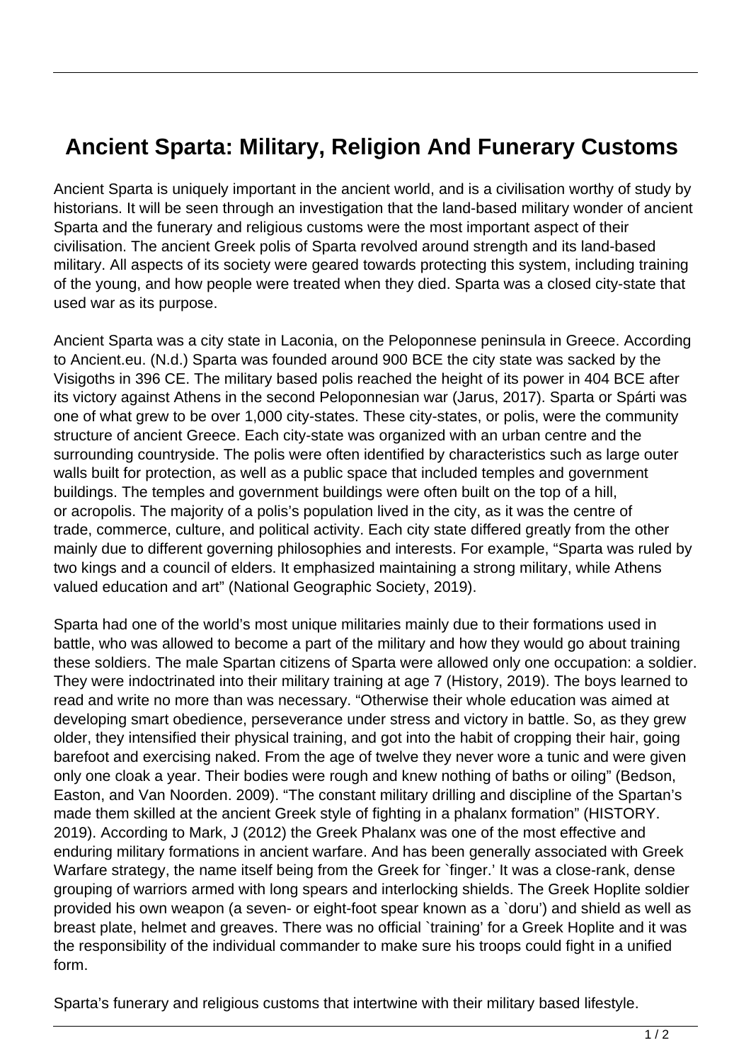# Ancient Sparta: Military, Religion And Funerary Customs

Ancient Sparta is uniquely important in the ancient world, and is a civilisation worthy of study by historians. It will be seen through an investigation that the land-based military wonder of ancient Sparta and the funerary and religious customs were the most important aspect of their civilisation. The ancient Greek polis of Sparta revolved around strength and its land-based military. All aspects of its society were geared towards protecting this system, including training of the young, and how people were treated when they died. Sparta was a closed city-state that used war as its purpose.

Ancient Sparta was a city state in Laconia, on the Peloponnese peninsula in Greece. According to Ancient.eu. (N.d.) Sparta was founded around 900 BCE the city state was sacked by the Visigoths in 396 CE. The military based polis reached the height of its power in 404 BCE after its victory against Athens in the second Peloponnesian war (Jarus, 2017). Sparta or Spárti was one of what grew to be over 1,000 city-states. These city-states, or polis, were the community structure of ancient Greece. Each city-state was organized with an urban centre and the surrounding countryside. The polis were often identified by characteristics such as large outer walls built for protection, as well as a public space that included temples and government buildings. The temples and government buildings were often built on the top of a hill, or acropolis. The majority of a polis's population lived in the city, as it was the centre of trade, commerce, culture, and political activity. Each city state differed greatly from the other mainly due to different governing philosophies and interests. For example, "Sparta was ruled by two kings and a council of elders. It emphasized maintaining a strong military, while Athens valued education and art" (National Geographic Society, 2019).

Sparta had one of the world's most unique militaries mainly due to their formations used in battle, who was allowed to become a part of the military and how they would go about training these soldiers. The male Spartan citizens of Sparta were allowed only one occupation: a soldier. They were indoctrinated into their military training at age 7 (History, 2019). The boys learned to read and write no more than was necessary. "Otherwise their whole education was aimed at developing smart obedience, perseverance under stress and victory in battle. So, as they grew older, they intensified their physical training, and got into the habit of cropping their hair, going barefoot and exercising naked. From the age of twelve they never wore a tunic and were given only one cloak a year. Their bodies were rough and knew nothing of baths or oiling" (Bedson, Easton, and Van Noorden. 2009). "The constant military drilling and discipline of the Spartan's made them skilled at the ancient Greek style of fighting in a phalanx formation" (HISTORY. 2019). According to Mark, J (2012) the Greek Phalanx was one of the most effective and enduring military formations in ancient warfare. And has been generally associated with Greek Warfare strategy, the name itself being from the Greek for `finger.' It was a close-rank, dense grouping of warriors armed with long spears and interlocking shields. The Greek Hoplite soldier provided his own weapon (a seven- or eight-foot spear known as a `doru') and shield as well as breast plate, helmet and greaves. There was no official `training' for a Greek Hoplite and it was the responsibility of the individual commander to make sure his troops could fight in a unified form.

Sparta's funerary and religious customs that intertwine with their military based lifestyle.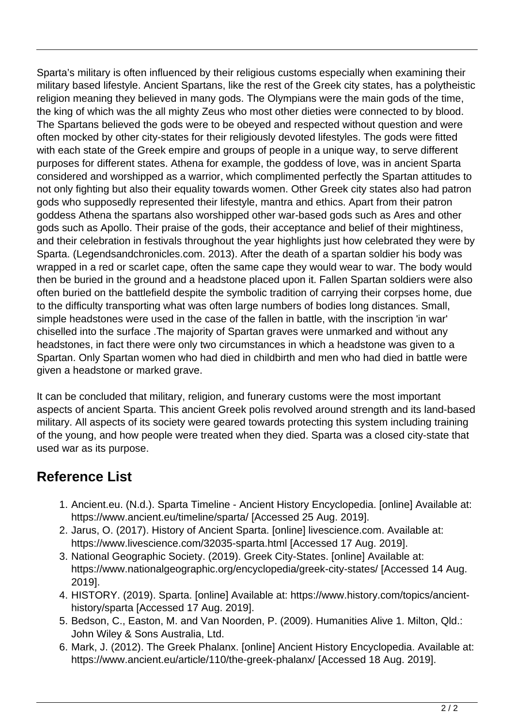Sparta's military is often influenced by their religious customs especially when examining their military based lifestyle. Ancient Spartans, like the rest of the Greek city states, has a polytheistic religion meaning they believed in many gods. The Olympians were the main gods of the time, the king of which was the all mighty Zeus who most other dieties were connected to by blood. The Spartans believed the gods were to be obeyed and respected without question and were often mocked by other city-states for their religiously devoted lifestyles. The gods were fitted with each state of the Greek empire and groups of people in a unique way, to serve different purposes for different states. Athena for example, the goddess of love, was in ancient Sparta considered and worshipped as a warrior, which complimented perfectly the Spartan attitudes to not only fighting but also their equality towards women. Other Greek city states also had patron gods who supposedly represented their lifestyle, mantra and ethics. Apart from their patron goddess Athena the spartans also worshipped other war-based gods such as Ares and other gods such as Apollo. Their praise of the gods, their acceptance and belief of their mightiness, and their celebration in festivals throughout the year highlights just how celebrated they were by Sparta. (Legendsandchronicles.com. 2013). After the death of a spartan soldier his body was wrapped in a red or scarlet cape, often the same cape they would wear to war. The body would then be buried in the ground and a headstone placed upon it. Fallen Spartan soldiers were also often buried on the battlefield despite the symbolic tradition of carrying their corpses home, due to the difficulty transporting what was often large numbers of bodies long distances. Small, simple headstones were used in the case of the fallen in battle, with the inscription 'in war' chiselled into the surface .The majority of Spartan graves were unmarked and without any headstones, in fact there were only two circumstances in which a headstone was given to a Spartan. Only Spartan women who had died in childbirth and men who had died in battle were given a headstone or marked grave.

It can be concluded that military, religion, and funerary customs were the most important aspects of ancient Sparta. This ancient Greek polis revolved around strength and its land-based military. All aspects of its society were geared towards protecting this system including training of the young, and how people were treated when they died. Sparta was a closed city-state that used war as its purpose.

## Reference List

1. Ancient.eu. (N.d.). Sparta Timeline - Ancient History Encyclopedia. [online] Available at: https://www.ancient.eu/timeline/sparta/ [Accessed 25 Aug. 2019].
2. Jarus, O. (2017). History of Ancient Sparta. [online] livescience.com. Available at: https://www.livescience.com/32035-sparta.html [Accessed 17 Aug. 2019].
3. National Geographic Society. (2019). Greek City-States. [online] Available at: https://www.nationalgeographic.org/encyclopedia/greek-city-states/ [Accessed 14 Aug. 2019].
4. HISTORY. (2019). Sparta. [online] Available at: https://www.history.com/topics/ancient-history/sparta [Accessed 17 Aug. 2019].
5. Bedson, C., Easton, M. and Van Noorden, P. (2009). Humanities Alive 1. Milton, Qld.: John Wiley & Sons Australia, Ltd.
6. Mark, J. (2012). The Greek Phalanx. [online] Ancient History Encyclopedia. Available at: https://www.ancient.eu/article/110/the-greek-phalanx/ [Accessed 18 Aug. 2019].